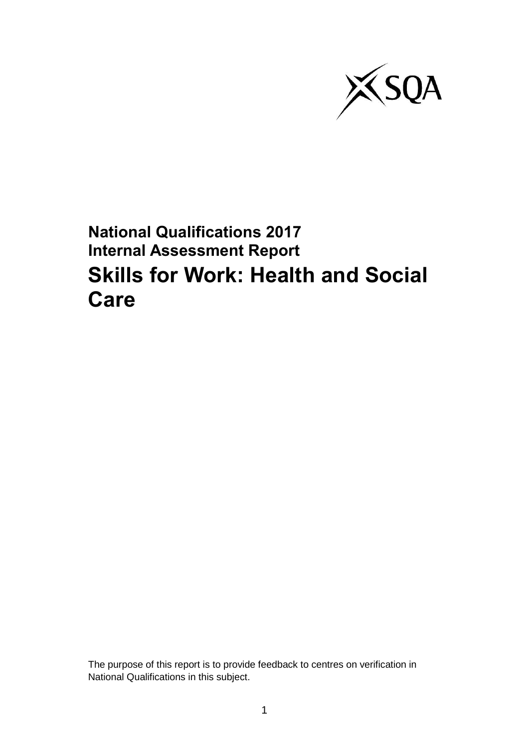**National Qualifications 2017**
**Internal Assessment Report**

# Skills for Work: Health and Social Care

The purpose of this report is to provide feedback to centres on verification in National Qualifications in this subject.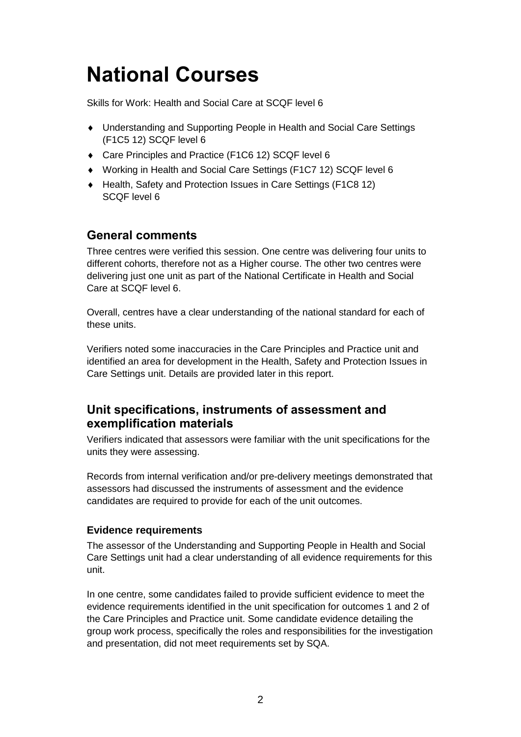# National Courses

Skills for Work: Health and Social Care at SCQF level 6

- Understanding and Supporting People in Health and Social Care Settings (F1C5 12) SCQF level 6
- Care Principles and Practice (F1C6 12) SCQF level 6
- Working in Health and Social Care Settings (F1C7 12) SCQF level 6
- Health, Safety and Protection Issues in Care Settings (F1C8 12) SCQF level 6

## General comments

Three centres were verified this session. One centre was delivering four units to different cohorts, therefore not as a Higher course. The other two centres were delivering just one unit as part of the National Certificate in Health and Social Care at SCQF level 6.

Overall, centres have a clear understanding of the national standard for each of these units.

Verifiers noted some inaccuracies in the Care Principles and Practice unit and identified an area for development in the Health, Safety and Protection Issues in Care Settings unit. Details are provided later in this report.

## Unit specifications, instruments of assessment and exemplification materials

Verifiers indicated that assessors were familiar with the unit specifications for the units they were assessing.

Records from internal verification and/or pre-delivery meetings demonstrated that assessors had discussed the instruments of assessment and the evidence candidates are required to provide for each of the unit outcomes.

### Evidence requirements

The assessor of the Understanding and Supporting People in Health and Social Care Settings unit had a clear understanding of all evidence requirements for this unit.

In one centre, some candidates failed to provide sufficient evidence to meet the evidence requirements identified in the unit specification for outcomes 1 and 2 of the Care Principles and Practice unit. Some candidate evidence detailing the group work process, specifically the roles and responsibilities for the investigation and presentation, did not meet requirements set by SQA.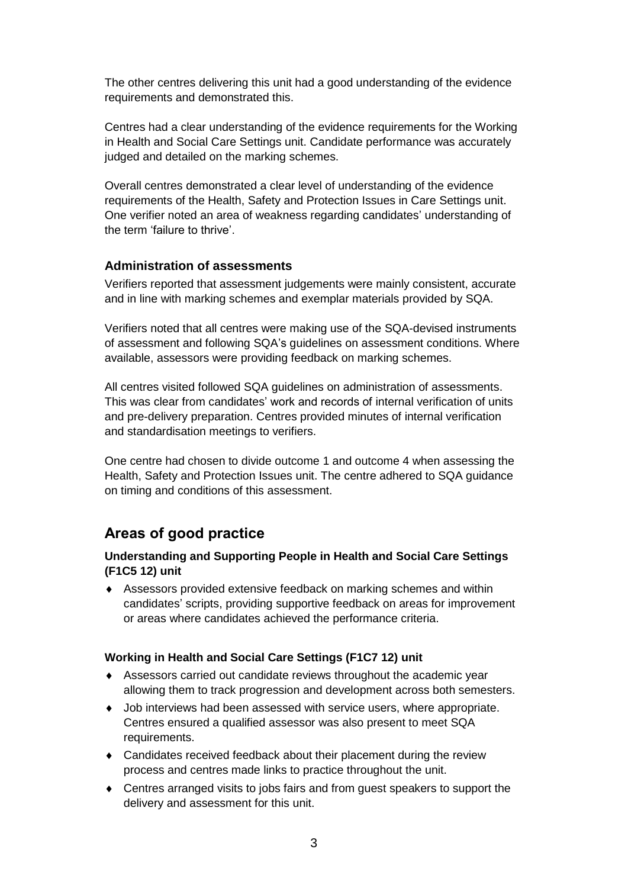The other centres delivering this unit had a good understanding of the evidence requirements and demonstrated this.

Centres had a clear understanding of the evidence requirements for the Working in Health and Social Care Settings unit. Candidate performance was accurately judged and detailed on the marking schemes.

Overall centres demonstrated a clear level of understanding of the evidence requirements of the Health, Safety and Protection Issues in Care Settings unit. One verifier noted an area of weakness regarding candidates' understanding of the term 'failure to thrive'.

### Administration of assessments

Verifiers reported that assessment judgements were mainly consistent, accurate and in line with marking schemes and exemplar materials provided by SQA.

Verifiers noted that all centres were making use of the SQA-devised instruments of assessment and following SQA's guidelines on assessment conditions. Where available, assessors were providing feedback on marking schemes.

All centres visited followed SQA guidelines on administration of assessments. This was clear from candidates' work and records of internal verification of units and pre-delivery preparation. Centres provided minutes of internal verification and standardisation meetings to verifiers.

One centre had chosen to divide outcome 1 and outcome 4 when assessing the Health, Safety and Protection Issues unit. The centre adhered to SQA guidance on timing and conditions of this assessment.

## Areas of good practice

### Understanding and Supporting People in Health and Social Care Settings (F1C5 12) unit

- Assessors provided extensive feedback on marking schemes and within candidates' scripts, providing supportive feedback on areas for improvement or areas where candidates achieved the performance criteria.

### Working in Health and Social Care Settings (F1C7 12) unit

- Assessors carried out candidate reviews throughout the academic year allowing them to track progression and development across both semesters.
- Job interviews had been assessed with service users, where appropriate. Centres ensured a qualified assessor was also present to meet SQA requirements.
- Candidates received feedback about their placement during the review process and centres made links to practice throughout the unit.
- Centres arranged visits to jobs fairs and from guest speakers to support the delivery and assessment for this unit.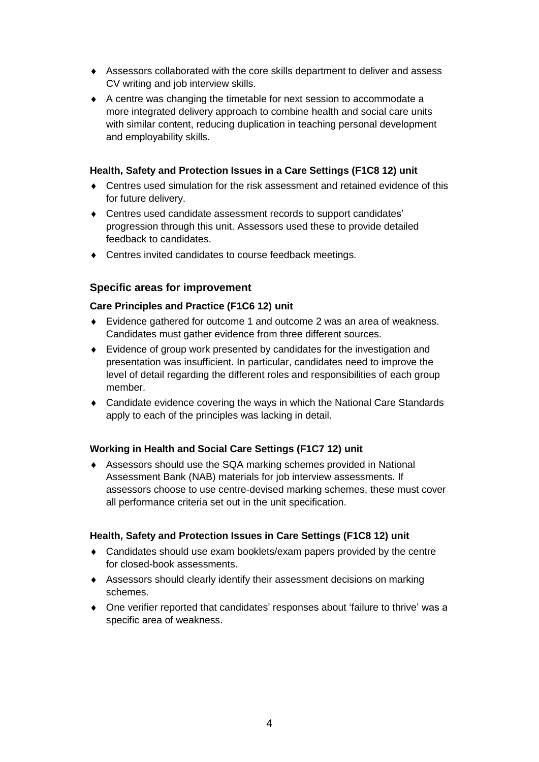- Assessors collaborated with the core skills department to deliver and assess CV writing and job interview skills.
- A centre was changing the timetable for next session to accommodate a more integrated delivery approach to combine health and social care units with similar content, reducing duplication in teaching personal development and employability skills.

**Health, Safety and Protection Issues in a Care Settings (F1C8 12) unit**

- Centres used simulation for the risk assessment and retained evidence of this for future delivery.
- Centres used candidate assessment records to support candidates' progression through this unit. Assessors used these to provide detailed feedback to candidates.
- Centres invited candidates to course feedback meetings.

### Specific areas for improvement

**Care Principles and Practice (F1C6 12) unit**

- Evidence gathered for outcome 1 and outcome 2 was an area of weakness. Candidates must gather evidence from three different sources.
- Evidence of group work presented by candidates for the investigation and presentation was insufficient. In particular, candidates need to improve the level of detail regarding the different roles and responsibilities of each group member.
- Candidate evidence covering the ways in which the National Care Standards apply to each of the principles was lacking in detail.

**Working in Health and Social Care Settings (F1C7 12) unit**

- Assessors should use the SQA marking schemes provided in National Assessment Bank (NAB) materials for job interview assessments. If assessors choose to use centre-devised marking schemes, these must cover all performance criteria set out in the unit specification.

**Health, Safety and Protection Issues in Care Settings (F1C8 12) unit**

- Candidates should use exam booklets/exam papers provided by the centre for closed-book assessments.
- Assessors should clearly identify their assessment decisions on marking schemes.
- One verifier reported that candidates' responses about 'failure to thrive' was a specific area of weakness.